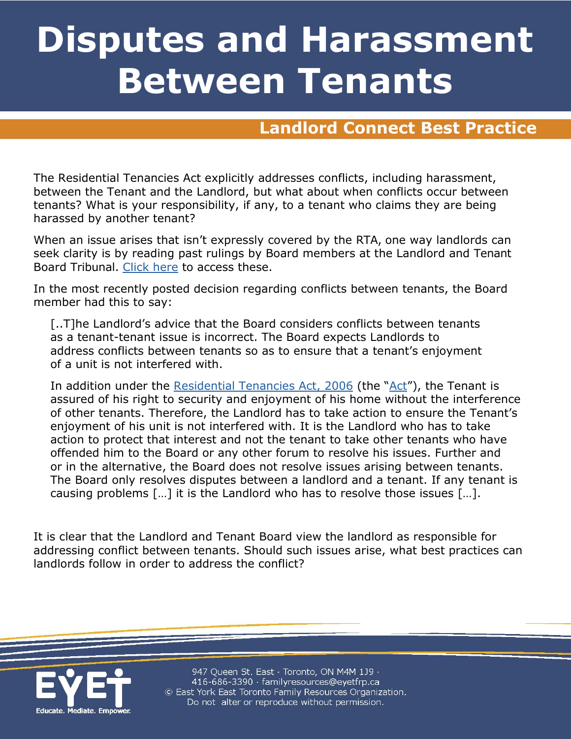# Disputes and Harassment Between Tenants

## Landlord Connect Best Practice

The Residential Tenancies Act explicitly addresses conflicts, including harassment, between the Tenant and the Landlord, but what about when conflicts occur between tenants? What is your responsibility, if any, to a tenant who claims they are being harassed by another tenant?

When an issue arises that isn't expressly covered by the RTA, one way landlords can seek clarity is by reading past rulings by Board members at the Landlord and Tenant Board Tribunal. Click here to access these.

In the most recently posted decision regarding conflicts between tenants, the Board member had this to say:

> [..T]he Landlord's advice that the Board considers conflicts between tenants as a tenant-tenant issue is incorrect. The Board expects Landlords to address conflicts between tenants so as to ensure that a tenant's enjoyment of a unit is not interfered with.
>
> In addition under the Residential Tenancies Act, 2006 (the "Act"), the Tenant is assured of his right to security and enjoyment of his home without the interference of other tenants. Therefore, the Landlord has to take action to ensure the Tenant's enjoyment of his unit is not interfered with. It is the Landlord who has to take action to protect that interest and not the tenant to take other tenants who have offended him to the Board or any other forum to resolve his issues. Further and or in the alternative, the Board does not resolve issues arising between tenants. The Board only resolves disputes between a landlord and a tenant. If any tenant is causing problems […] it is the Landlord who has to resolve those issues […].

It is clear that the Landlord and Tenant Board view the landlord as responsible for addressing conflict between tenants. Should such issues arise, what best practices can landlords follow in order to address the conflict?

947 Queen St. East · Toronto, ON M4M 1J9 · 416-686-3390 · familyresources@eyetfrp.ca
© East York East Toronto Family Resources Organization. Do not alter or reproduce without permission.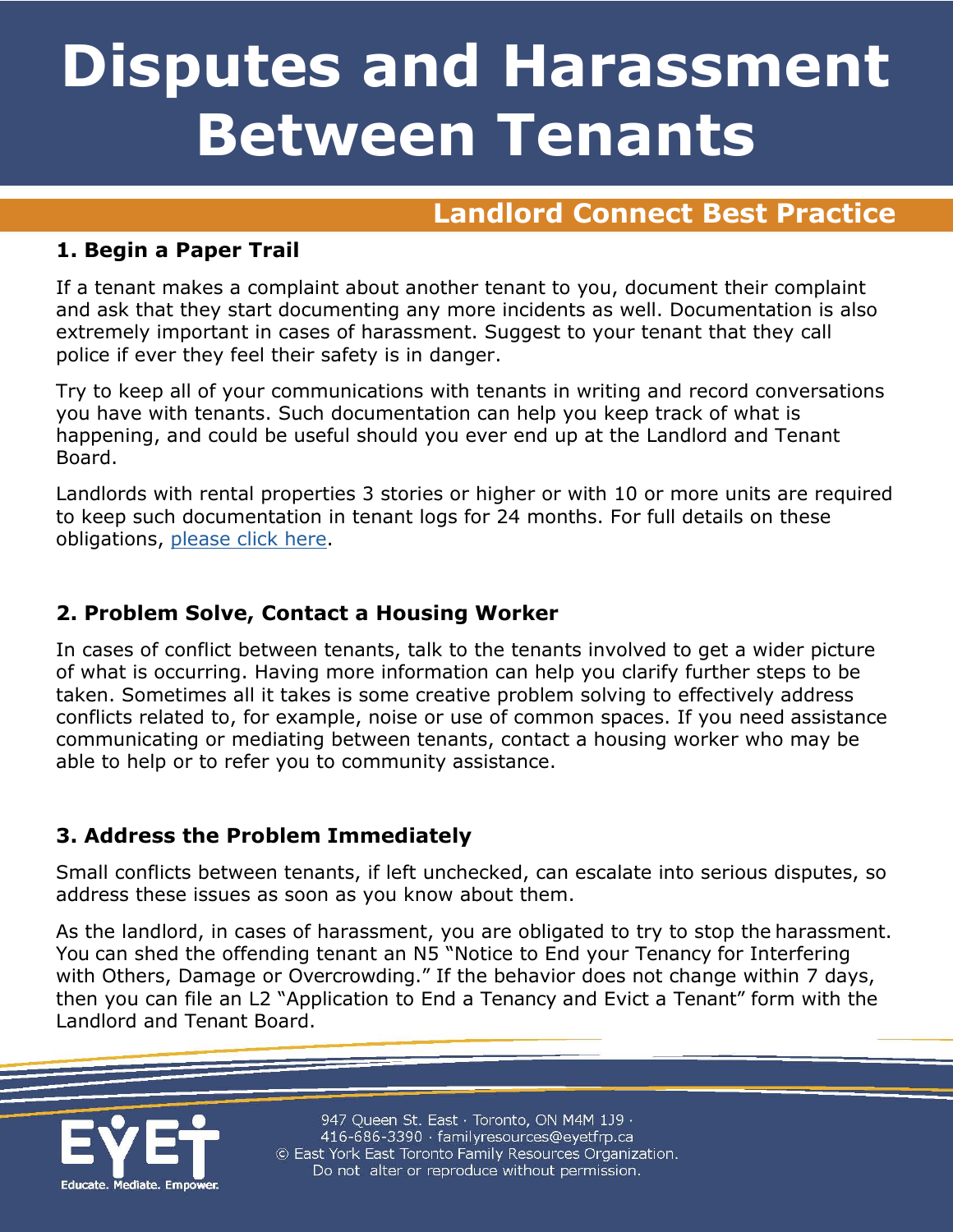# Disputes and Harassment Between Tenants

## Landlord Connect Best Practice

### 1. Begin a Paper Trail

If a tenant makes a complaint about another tenant to you, document their complaint and ask that they start documenting any more incidents as well. Documentation is also extremely important in cases of harassment. Suggest to your tenant that they call police if ever they feel their safety is in danger.

Try to keep all of your communications with tenants in writing and record conversations you have with tenants. Such documentation can help you keep track of what is happening, and could be useful should you ever end up at the Landlord and Tenant Board.

Landlords with rental properties 3 stories or higher or with 10 or more units are required to keep such documentation in tenant logs for 24 months. For full details on these obligations, please click here.

### 2. Problem Solve, Contact a Housing Worker

In cases of conflict between tenants, talk to the tenants involved to get a wider picture of what is occurring. Having more information can help you clarify further steps to be taken. Sometimes all it takes is some creative problem solving to effectively address conflicts related to, for example, noise or use of common spaces. If you need assistance communicating or mediating between tenants, contact a housing worker who may be able to help or to refer you to community assistance.

### 3. Address the Problem Immediately

Small conflicts between tenants, if left unchecked, can escalate into serious disputes, so address these issues as soon as you know about them.

As the landlord, in cases of harassment, you are obligated to try to stop the harassment. You can shed the offending tenant an N5 "Notice to End your Tenancy for Interfering with Others, Damage or Overcrowding." If the behavior does not change within 7 days, then you can file an L2 "Application to End a Tenancy and Evict a Tenant" form with the Landlord and Tenant Board.

EYET — Educate. Mediate. Empower.

947 Queen St. East · Toronto, ON M4M 1J9 · 416-686-3390 · familyresources@eyetfrp.ca
© East York East Toronto Family Resources Organization. Do not alter or reproduce without permission.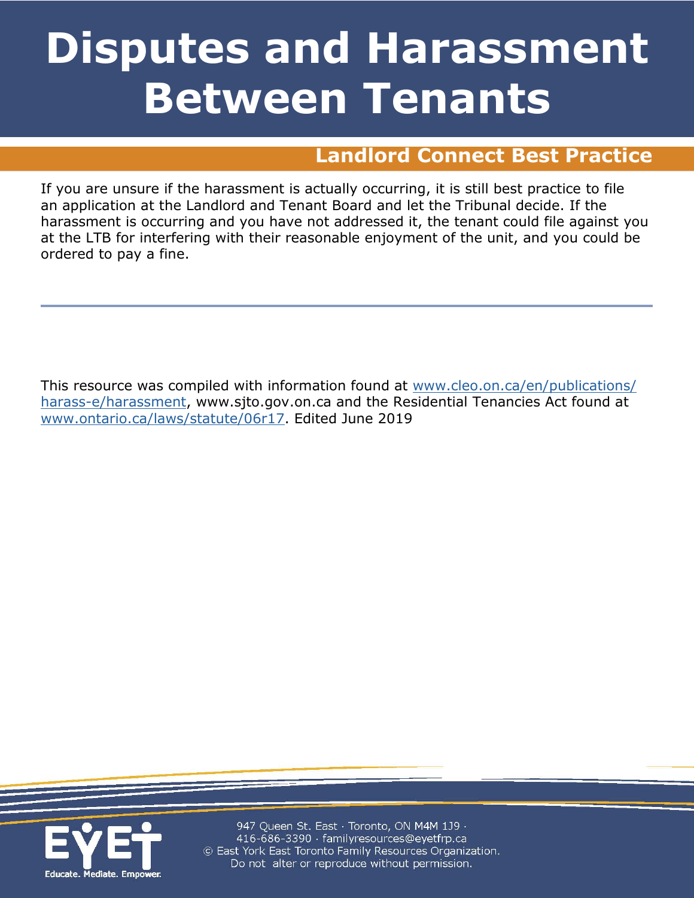# Disputes and Harassment Between Tenants

## Landlord Connect Best Practice

If you are unsure if the harassment is actually occurring, it is still best practice to file an application at the Landlord and Tenant Board and let the Tribunal decide. If the harassment is occurring and you have not addressed it, the tenant could file against you at the LTB for interfering with their reasonable enjoyment of the unit, and you could be ordered to pay a fine.

---

This resource was compiled with information found at [www.cleo.on.ca/en/publications/harass-e/harassment](www.cleo.on.ca/en/publications/harass-e/harassment), www.sjto.gov.on.ca and the Residential Tenancies Act found at [www.ontario.ca/laws/statute/06r17](www.ontario.ca/laws/statute/06r17). Edited June 2019

EYET
Educate. Mediate. Empower.

947 Queen St. East · Toronto, ON M4M 1J9 · 416-686-3390 · familyresources@eyetfrp.ca
© East York East Toronto Family Resources Organization.
Do not alter or reproduce without permission.